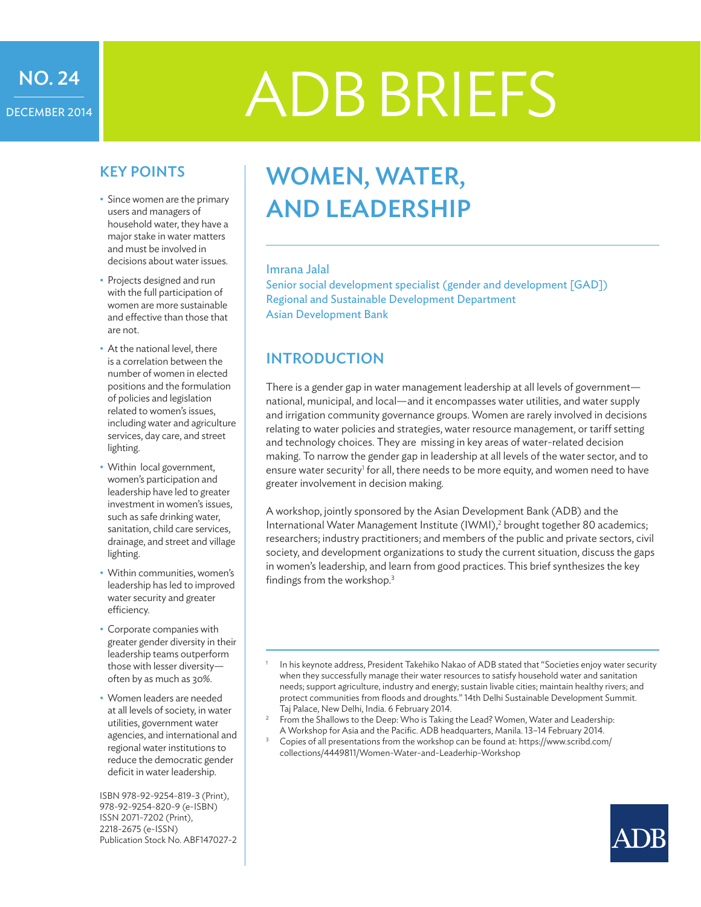NO. 24

DECEMBER 2014

# ADB BRIEFS

# WOMEN, WATER, AND LEADERSHIP

Imrana Jalal
Senior social development specialist (gender and development [GAD])
Regional and Sustainable Development Department
Asian Development Bank

## KEY POINTS

- Since women are the primary users and managers of household water, they have a major stake in water matters and must be involved in decisions about water issues.
- Projects designed and run with the full participation of women are more sustainable and effective than those that are not.
- At the national level, there is a correlation between the number of women in elected positions and the formulation of policies and legislation related to women's issues, including water and agriculture services, day care, and street lighting.
- Within local government, women's participation and leadership have led to greater investment in women's issues, such as safe drinking water, sanitation, child care services, drainage, and street and village lighting.
- Within communities, women's leadership has led to improved water security and greater efficiency.
- Corporate companies with greater gender diversity in their leadership teams outperform those with lesser diversity—often by as much as 30%.
- Women leaders are needed at all levels of society, in water utilities, government water agencies, and international and regional water institutions to reduce the democratic gender deficit in water leadership.

ISBN 978-92-9254-819-3 (Print), 978-92-9254-820-9 (e-ISBN)
ISSN 2071-7202 (Print), 2218-2675 (e-ISSN)
Publication Stock No. ABF147027-2

## INTRODUCTION

There is a gender gap in water management leadership at all levels of government—national, municipal, and local—and it encompasses water utilities, and water supply and irrigation community governance groups. Women are rarely involved in decisions relating to water policies and strategies, water resource management, or tariff setting and technology choices. They are missing in key areas of water-related decision making. To narrow the gender gap in leadership at all levels of the water sector, and to ensure water security[1] for all, there needs to be more equity, and women need to have greater involvement in decision making.

A workshop, jointly sponsored by the Asian Development Bank (ADB) and the International Water Management Institute (IWMI),[2] brought together 80 academics; researchers; industry practitioners; and members of the public and private sectors, civil society, and development organizations to study the current situation, discuss the gaps in women's leadership, and learn from good practices. This brief synthesizes the key findings from the workshop.[3]

---

[1] In his keynote address, President Takehiko Nakao of ADB stated that "Societies enjoy water security when they successfully manage their water resources to satisfy household water and sanitation needs; support agriculture, industry and energy; sustain livable cities; maintain healthy rivers; and protect communities from floods and droughts." 14th Delhi Sustainable Development Summit. Taj Palace, New Delhi, India. 6 February 2014.

[2] From the Shallows to the Deep: Who is Taking the Lead? Women, Water and Leadership: A Workshop for Asia and the Pacific. ADB headquarters, Manila. 13–14 February 2014.

[3] Copies of all presentations from the workshop can be found at: https://www.scribd.com/collections/4449811/Women-Water-and-Leaderhip-Workshop

ADB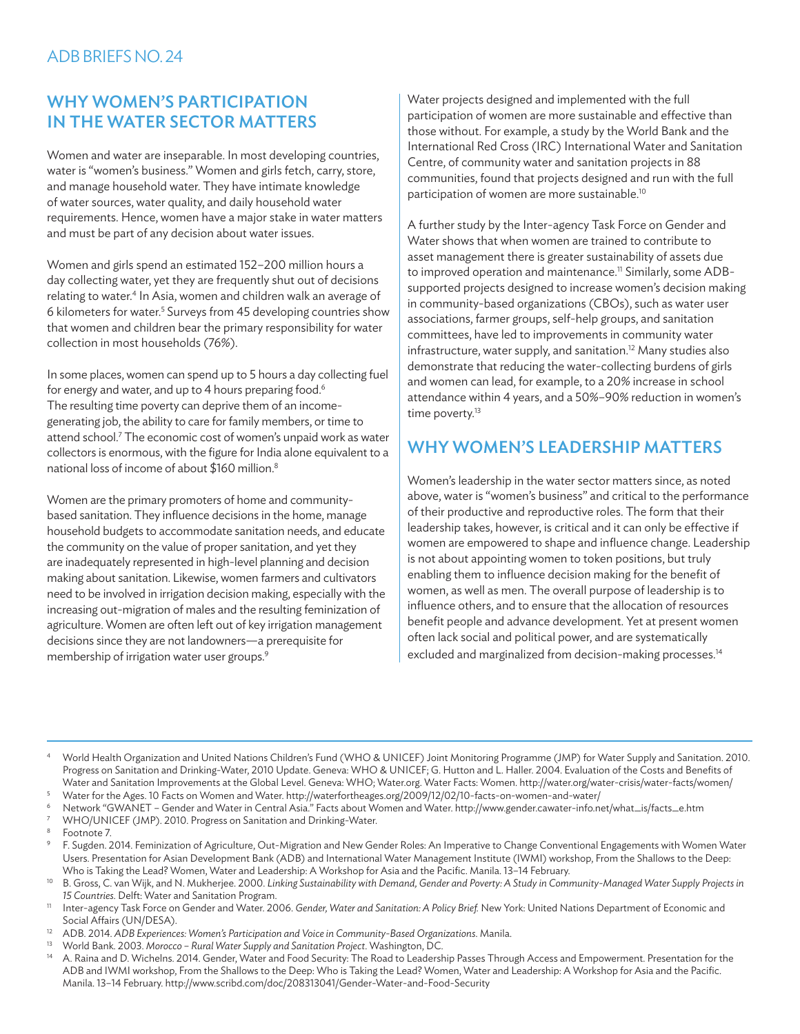## WHY WOMEN'S PARTICIPATION IN THE WATER SECTOR MATTERS

Women and water are inseparable. In most developing countries, water is "women's business." Women and girls fetch, carry, store, and manage household water. They have intimate knowledge of water sources, water quality, and daily household water requirements. Hence, women have a major stake in water matters and must be part of any decision about water issues.

Women and girls spend an estimated 152–200 million hours a day collecting water, yet they are frequently shut out of decisions relating to water.[4] In Asia, women and children walk an average of 6 kilometers for water.[5] Surveys from 45 developing countries show that women and children bear the primary responsibility for water collection in most households (76%).

In some places, women can spend up to 5 hours a day collecting fuel for energy and water, and up to 4 hours preparing food.[6] The resulting time poverty can deprive them of an income-generating job, the ability to care for family members, or time to attend school.[7] The economic cost of women's unpaid work as water collectors is enormous, with the figure for India alone equivalent to a national loss of income of about $160 million.[8]

Women are the primary promoters of home and community-based sanitation. They influence decisions in the home, manage household budgets to accommodate sanitation needs, and educate the community on the value of proper sanitation, and yet they are inadequately represented in high-level planning and decision making about sanitation. Likewise, women farmers and cultivators need to be involved in irrigation decision making, especially with the increasing out-migration of males and the resulting feminization of agriculture. Women are often left out of key irrigation management decisions since they are not landowners—a prerequisite for membership of irrigation water user groups.[9]

Water projects designed and implemented with the full participation of women are more sustainable and effective than those without. For example, a study by the World Bank and the International Red Cross (IRC) International Water and Sanitation Centre, of community water and sanitation projects in 88 communities, found that projects designed and run with the full participation of women are more sustainable.[10]

A further study by the Inter-agency Task Force on Gender and Water shows that when women are trained to contribute to asset management there is greater sustainability of assets due to improved operation and maintenance.[11] Similarly, some ADB-supported projects designed to increase women's decision making in community-based organizations (CBOs), such as water user associations, farmer groups, self-help groups, and sanitation committees, have led to improvements in community water infrastructure, water supply, and sanitation.[12] Many studies also demonstrate that reducing the water-collecting burdens of girls and women can lead, for example, to a 20% increase in school attendance within 4 years, and a 50%–90% reduction in women's time poverty.[13]

## WHY WOMEN'S LEADERSHIP MATTERS

Women's leadership in the water sector matters since, as noted above, water is "women's business" and critical to the performance of their productive and reproductive roles. The form that their leadership takes, however, is critical and it can only be effective if women are empowered to shape and influence change. Leadership is not about appointing women to token positions, but truly enabling them to influence decision making for the benefit of women, as well as men. The overall purpose of leadership is to influence others, and to ensure that the allocation of resources benefit people and advance development. Yet at present women often lack social and political power, and are systematically excluded and marginalized from decision-making processes.[14]

---

[4] World Health Organization and United Nations Children's Fund (WHO & UNICEF) Joint Monitoring Programme (JMP) for Water Supply and Sanitation. 2010. Progress on Sanitation and Drinking-Water, 2010 Update. Geneva: WHO & UNICEF; G. Hutton and L. Haller. 2004. Evaluation of the Costs and Benefits of Water and Sanitation Improvements at the Global Level. Geneva: WHO; Water.org. Water Facts: Women. http://water.org/water-crisis/water-facts/women/

[5] Water for the Ages. 10 Facts on Women and Water. http://waterfortheages.org/2009/12/02/10-facts-on-women-and-water/

[6] Network "GWANET – Gender and Water in Central Asia." Facts about Women and Water. http://www.gender.cawater-info.net/what_is/facts_e.htm

[7] WHO/UNICEF (JMP). 2010. Progress on Sanitation and Drinking-Water.

[8] Footnote 7.

[9] F. Sugden. 2014. Feminization of Agriculture, Out-Migration and New Gender Roles: An Imperative to Change Conventional Engagements with Women Water Users. Presentation for Asian Development Bank (ADB) and International Water Management Institute (IWMI) workshop, From the Shallows to the Deep: Who is Taking the Lead? Women, Water and Leadership: A Workshop for Asia and the Pacific. Manila. 13–14 February.

[10] B. Gross, C. van Wijk, and N. Mukherjee. 2000. *Linking Sustainability with Demand, Gender and Poverty: A Study in Community-Managed Water Supply Projects in 15 Countries.* Delft: Water and Sanitation Program.

[11] Inter-agency Task Force on Gender and Water. 2006. *Gender, Water and Sanitation: A Policy Brief.* New York: United Nations Department of Economic and Social Affairs (UN/DESA).

[12] ADB. 2014. *ADB Experiences: Women's Participation and Voice in Community-Based Organizations.* Manila.

[13] World Bank. 2003. *Morocco – Rural Water Supply and Sanitation Project.* Washington, DC.

[14] A. Raina and D. Wichelns. 2014. Gender, Water and Food Security: The Road to Leadership Passes Through Access and Empowerment. Presentation for the ADB and IWMI workshop, From the Shallows to the Deep: Who is Taking the Lead? Women, Water and Leadership: A Workshop for Asia and the Pacific. Manila. 13–14 February. http://www.scribd.com/doc/208313041/Gender-Water-and-Food-Security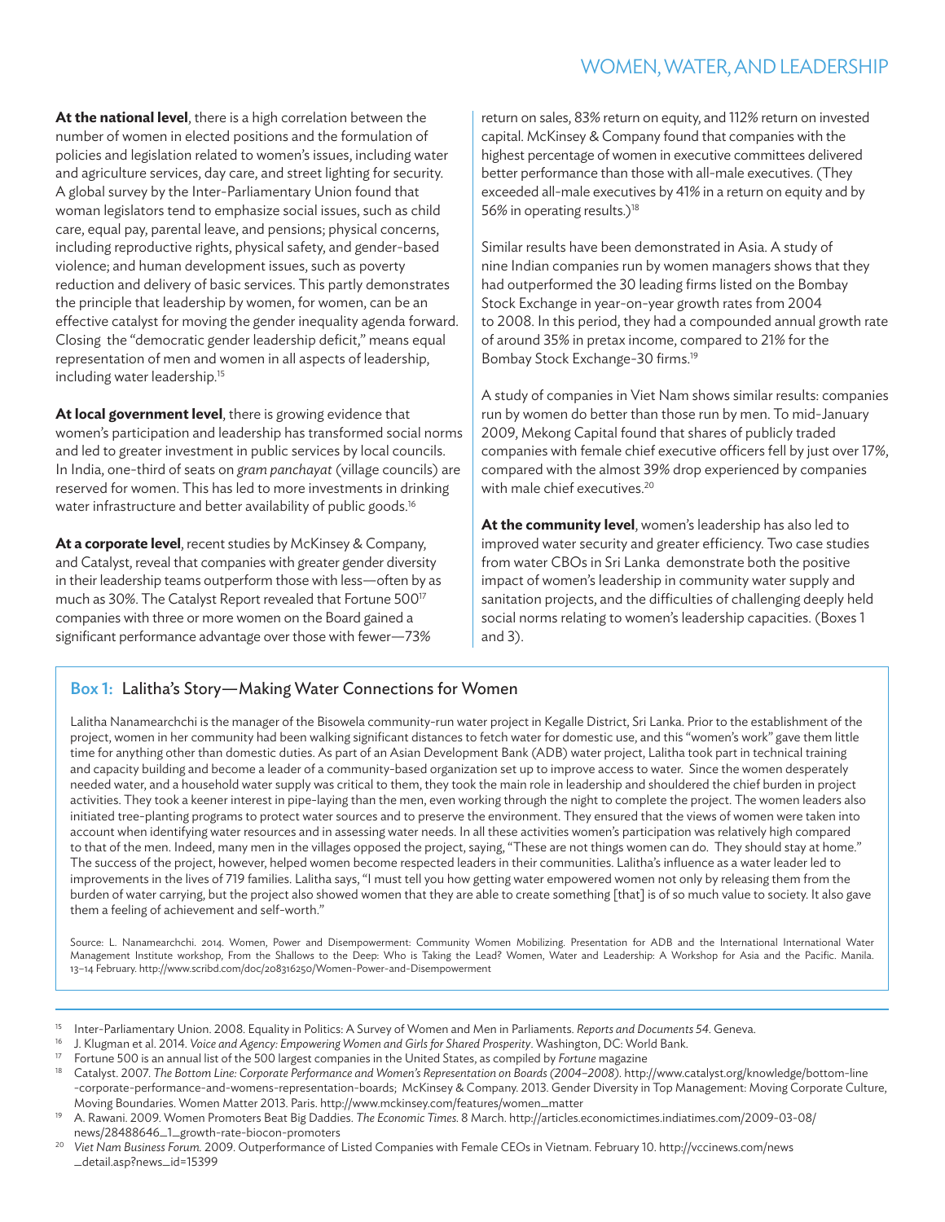**At the national level**, there is a high correlation between the number of women in elected positions and the formulation of policies and legislation related to women's issues, including water and agriculture services, day care, and street lighting for security. A global survey by the Inter-Parliamentary Union found that woman legislators tend to emphasize social issues, such as child care, equal pay, parental leave, and pensions; physical concerns, including reproductive rights, physical safety, and gender-based violence; and human development issues, such as poverty reduction and delivery of basic services. This partly demonstrates the principle that leadership by women, for women, can be an effective catalyst for moving the gender inequality agenda forward. Closing the "democratic gender leadership deficit," means equal representation of men and women in all aspects of leadership, including water leadership.[15]

**At local government level**, there is growing evidence that women's participation and leadership has transformed social norms and led to greater investment in public services by local councils. In India, one-third of seats on *gram panchayat* (village councils) are reserved for women. This has led to more investments in drinking water infrastructure and better availability of public goods.[16]

**At a corporate level**, recent studies by McKinsey & Company, and Catalyst, reveal that companies with greater gender diversity in their leadership teams outperform those with less—often by as much as 30%. The Catalyst Report revealed that Fortune 500[17] companies with three or more women on the Board gained a significant performance advantage over those with fewer—73% return on sales, 83% return on equity, and 112% return on invested capital. McKinsey & Company found that companies with the highest percentage of women in executive committees delivered better performance than those with all-male executives. (They exceeded all-male executives by 41% in a return on equity and by 56% in operating results.)[18]

Similar results have been demonstrated in Asia. A study of nine Indian companies run by women managers shows that they had outperformed the 30 leading firms listed on the Bombay Stock Exchange in year-on-year growth rates from 2004 to 2008. In this period, they had a compounded annual growth rate of around 35% in pretax income, compared to 21% for the Bombay Stock Exchange-30 firms.[19]

A study of companies in Viet Nam shows similar results: companies run by women do better than those run by men. To mid-January 2009, Mekong Capital found that shares of publicly traded companies with female chief executive officers fell by just over 17%, compared with the almost 39% drop experienced by companies with male chief executives.[20]

**At the community level**, women's leadership has also led to improved water security and greater efficiency. Two case studies from water CBOs in Sri Lanka demonstrate both the positive impact of women's leadership in community water supply and sanitation projects, and the difficulties of challenging deeply held social norms relating to women's leadership capacities. (Boxes 1 and 3).

### Box 1: Lalitha's Story—Making Water Connections for Women

Lalitha Nanamearchchi is the manager of the Bisowela community-run water project in Kegalle District, Sri Lanka. Prior to the establishment of the project, women in her community had been walking significant distances to fetch water for domestic use, and this "women's work" gave them little time for anything other than domestic duties. As part of an Asian Development Bank (ADB) water project, Lalitha took part in technical training and capacity building and become a leader of a community-based organization set up to improve access to water. Since the women desperately needed water, and a household water supply was critical to them, they took the main role in leadership and shouldered the chief burden in project activities. They took a keener interest in pipe-laying than the men, even working through the night to complete the project. The women leaders also initiated tree-planting programs to protect water sources and to preserve the environment. They ensured that the views of women were taken into account when identifying water resources and in assessing water needs. In all these activities women's participation was relatively high compared to that of the men. Indeed, many men in the villages opposed the project, saying, "These are not things women can do. They should stay at home." The success of the project, however, helped women become respected leaders in their communities. Lalitha's influence as a water leader led to improvements in the lives of 719 families. Lalitha says, "I must tell you how getting water empowered women not only by releasing them from the burden of water carrying, but the project also showed women that they are able to create something [that] is of so much value to society. It also gave them a feeling of achievement and self-worth."

Source: L. Nanamearchchi. 2014. Women, Power and Disempowerment: Community Women Mobilizing. Presentation for ADB and the International International Water Management Institute workshop, From the Shallows to the Deep: Who is Taking the Lead? Women, Water and Leadership: A Workshop for Asia and the Pacific. Manila. 13–14 February. http://www.scribd.com/doc/208316250/Women-Power-and-Disempowerment

---

[15] Inter-Parliamentary Union. 2008. Equality in Politics: A Survey of Women and Men in Parliaments. *Reports and Documents 54*. Geneva.

[16] J. Klugman et al. 2014. *Voice and Agency: Empowering Women and Girls for Shared Prosperity*. Washington, DC: World Bank.

[17] Fortune 500 is an annual list of the 500 largest companies in the United States, as compiled by *Fortune* magazine

[18] Catalyst. 2007. *The Bottom Line: Corporate Performance and Women's Representation on Boards (2004–2008)*. http://www.catalyst.org/knowledge/bottom-line-corporate-performance-and-womens-representation-boards; McKinsey & Company. 2013. Gender Diversity in Top Management: Moving Corporate Culture, Moving Boundaries. Women Matter 2013. Paris. http://www.mckinsey.com/features/women_matter

[19] A. Rawani. 2009. Women Promoters Beat Big Daddies. *The Economic Times*. 8 March. http://articles.economictimes.indiatimes.com/2009-03-08/news/28488646_1_growth-rate-biocon-promoters

[20] *Viet Nam Business Forum*. 2009. Outperformance of Listed Companies with Female CEOs in Vietnam. February 10. http://vccinews.com/news_detail.asp?news_id=15399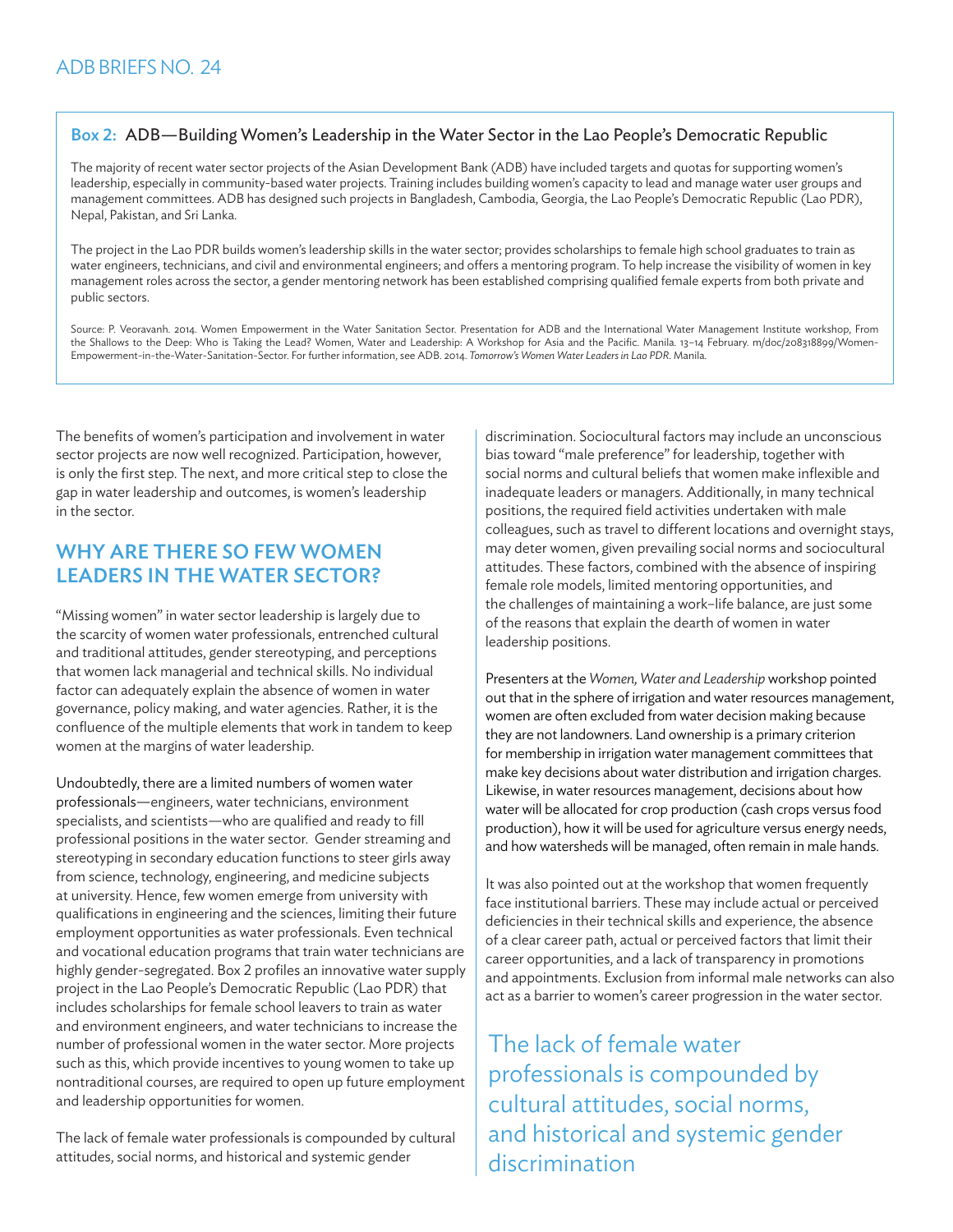**Box 2:** ADB—Building Women's Leadership in the Water Sector in the Lao People's Democratic Republic

The majority of recent water sector projects of the Asian Development Bank (ADB) have included targets and quotas for supporting women's leadership, especially in community-based water projects. Training includes building women's capacity to lead and manage water user groups and management committees. ADB has designed such projects in Bangladesh, Cambodia, Georgia, the Lao People's Democratic Republic (Lao PDR), Nepal, Pakistan, and Sri Lanka.

The project in the Lao PDR builds women's leadership skills in the water sector; provides scholarships to female high school graduates to train as water engineers, technicians, and civil and environmental engineers; and offers a mentoring program. To help increase the visibility of women in key management roles across the sector, a gender mentoring network has been established comprising qualified female experts from both private and public sectors.

Source: P. Veoravanh. 2014. Women Empowerment in the Water Sanitation Sector. Presentation for ADB and the International Water Management Institute workshop, From the Shallows to the Deep: Who is Taking the Lead? Women, Water and Leadership: A Workshop for Asia and the Pacific. Manila. 13–14 February. m/doc/208318899/Women-Empowerment-in-the-Water-Sanitation-Sector. For further information, see ADB. 2014. *Tomorrow's Women Water Leaders in Lao PDR*. Manila.

The benefits of women's participation and involvement in water sector projects are now well recognized. Participation, however, is only the first step. The next, and more critical step to close the gap in water leadership and outcomes, is women's leadership in the sector.

## WHY ARE THERE SO FEW WOMEN LEADERS IN THE WATER SECTOR?

"Missing women" in water sector leadership is largely due to the scarcity of women water professionals, entrenched cultural and traditional attitudes, gender stereotyping, and perceptions that women lack managerial and technical skills. No individual factor can adequately explain the absence of women in water governance, policy making, and water agencies. Rather, it is the confluence of the multiple elements that work in tandem to keep women at the margins of water leadership.

Undoubtedly, there are a limited numbers of women water professionals—engineers, water technicians, environment specialists, and scientists—who are qualified and ready to fill professional positions in the water sector. Gender streaming and stereotyping in secondary education functions to steer girls away from science, technology, engineering, and medicine subjects at university. Hence, few women emerge from university with qualifications in engineering and the sciences, limiting their future employment opportunities as water professionals. Even technical and vocational education programs that train water technicians are highly gender-segregated. Box 2 profiles an innovative water supply project in the Lao People's Democratic Republic (Lao PDR) that includes scholarships for female school leavers to train as water and environment engineers, and water technicians to increase the number of professional women in the water sector. More projects such as this, which provide incentives to young women to take up nontraditional courses, are required to open up future employment and leadership opportunities for women.

The lack of female water professionals is compounded by cultural attitudes, social norms, and historical and systemic gender discrimination. Sociocultural factors may include an unconscious bias toward "male preference" for leadership, together with social norms and cultural beliefs that women make inflexible and inadequate leaders or managers. Additionally, in many technical positions, the required field activities undertaken with male colleagues, such as travel to different locations and overnight stays, may deter women, given prevailing social norms and sociocultural attitudes. These factors, combined with the absence of inspiring female role models, limited mentoring opportunities, and the challenges of maintaining a work–life balance, are just some of the reasons that explain the dearth of women in water leadership positions.

Presenters at the *Women, Water and Leadership* workshop pointed out that in the sphere of irrigation and water resources management, women are often excluded from water decision making because they are not landowners. Land ownership is a primary criterion for membership in irrigation water management committees that make key decisions about water distribution and irrigation charges. Likewise, in water resources management, decisions about how water will be allocated for crop production (cash crops versus food production), how it will be used for agriculture versus energy needs, and how watersheds will be managed, often remain in male hands.

It was also pointed out at the workshop that women frequently face institutional barriers. These may include actual or perceived deficiencies in their technical skills and experience, the absence of a clear career path, actual or perceived factors that limit their career opportunities, and a lack of transparency in promotions and appointments. Exclusion from informal male networks can also act as a barrier to women's career progression in the water sector.

> The lack of female water professionals is compounded by cultural attitudes, social norms, and historical and systemic gender discrimination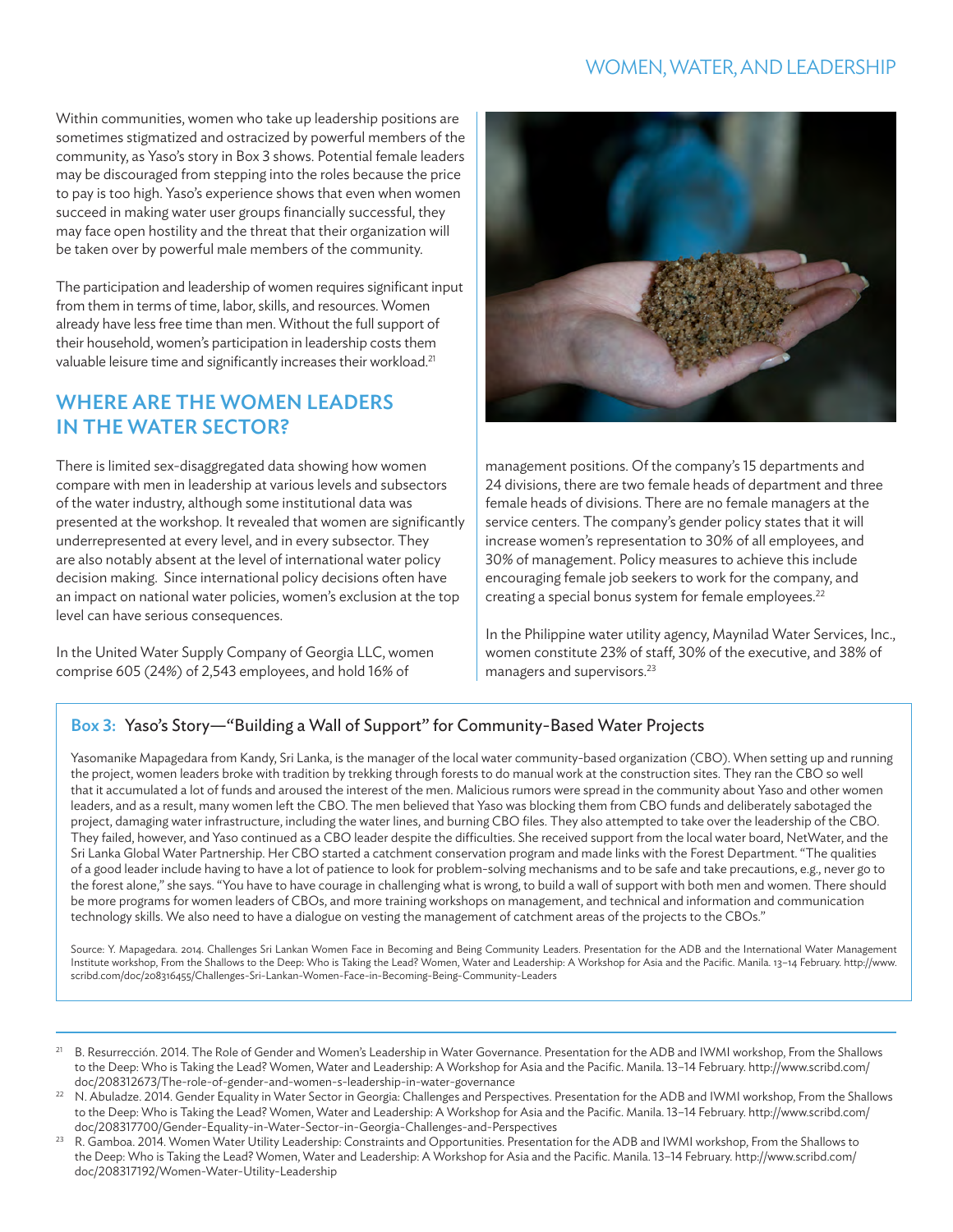Within communities, women who take up leadership positions are sometimes stigmatized and ostracized by powerful members of the community, as Yaso's story in Box 3 shows. Potential female leaders may be discouraged from stepping into the roles because the price to pay is too high. Yaso's experience shows that even when women succeed in making water user groups financially successful, they may face open hostility and the threat that their organization will be taken over by powerful male members of the community.

The participation and leadership of women requires significant input from them in terms of time, labor, skills, and resources. Women already have less free time than men. Without the full support of their household, women's participation in leadership costs them valuable leisure time and significantly increases their workload.[21]

## WHERE ARE THE WOMEN LEADERS IN THE WATER SECTOR?

There is limited sex-disaggregated data showing how women compare with men in leadership at various levels and subsectors of the water industry, although some institutional data was presented at the workshop. It revealed that women are significantly underrepresented at every level, and in every subsector. They are also notably absent at the level of international water policy decision making. Since international policy decisions often have an impact on national water policies, women's exclusion at the top level can have serious consequences.

In the United Water Supply Company of Georgia LLC, women comprise 605 (24%) of 2,543 employees, and hold 16% of management positions. Of the company's 15 departments and 24 divisions, there are two female heads of department and three female heads of divisions. There are no female managers at the service centers. The company's gender policy states that it will increase women's representation to 30% of all employees, and 30% of management. Policy measures to achieve this include encouraging female job seekers to work for the company, and creating a special bonus system for female employees.[22]

In the Philippine water utility agency, Maynilad Water Services, Inc., women constitute 23% of staff, 30% of the executive, and 38% of managers and supervisors.[23]

### Box 3: Yaso's Story—"Building a Wall of Support" for Community-Based Water Projects

Yasomanike Mapagedara from Kandy, Sri Lanka, is the manager of the local water community-based organization (CBO). When setting up and running the project, women leaders broke with tradition by trekking through forests to do manual work at the construction sites. They ran the CBO so well that it accumulated a lot of funds and aroused the interest of the men. Malicious rumors were spread in the community about Yaso and other women leaders, and as a result, many women left the CBO. The men believed that Yaso was blocking them from CBO funds and deliberately sabotaged the project, damaging water infrastructure, including the water lines, and burning CBO files. They also attempted to take over the leadership of the CBO. They failed, however, and Yaso continued as a CBO leader despite the difficulties. She received support from the local water board, NetWater, and the Sri Lanka Global Water Partnership. Her CBO started a catchment conservation program and made links with the Forest Department. "The qualities of a good leader include having to have a lot of patience to look for problem-solving mechanisms and to be safe and take precautions, e.g., never go to the forest alone," she says. "You have to have courage in challenging what is wrong, to build a wall of support with both men and women. There should be more programs for women leaders of CBOs, and more training workshops on management, and technical and information and communication technology skills. We also need to have a dialogue on vesting the management of catchment areas of the projects to the CBOs."

Source: Y. Mapagedara. 2014. Challenges Sri Lankan Women Face in Becoming and Being Community Leaders. Presentation for the ADB and the International Water Management Institute workshop, From the Shallows to the Deep: Who is Taking the Lead? Women, Water and Leadership: A Workshop for Asia and the Pacific. Manila. 13–14 February. http://www.scribd.com/doc/208316455/Challenges-Sri-Lankan-Women-Face-in-Becoming-Being-Community-Leaders

---

[21] B. Resurrección. 2014. The Role of Gender and Women's Leadership in Water Governance. Presentation for the ADB and IWMI workshop, From the Shallows to the Deep: Who is Taking the Lead? Women, Water and Leadership: A Workshop for Asia and the Pacific. Manila. 13–14 February. http://www.scribd.com/doc/208312673/The-role-of-gender-and-women-s-leadership-in-water-governance

[22] N. Abuladze. 2014. Gender Equality in Water Sector in Georgia: Challenges and Perspectives. Presentation for the ADB and IWMI workshop, From the Shallows to the Deep: Who is Taking the Lead? Women, Water and Leadership: A Workshop for Asia and the Pacific. Manila. 13–14 February. http://www.scribd.com/doc/208317700/Gender-Equality-in-Water-Sector-in-Georgia-Challenges-and-Perspectives

[23] R. Gamboa. 2014. Women Water Utility Leadership: Constraints and Opportunities. Presentation for the ADB and IWMI workshop, From the Shallows to the Deep: Who is Taking the Lead? Women, Water and Leadership: A Workshop for Asia and the Pacific. Manila. 13–14 February. http://www.scribd.com/doc/208317192/Women-Water-Utility-Leadership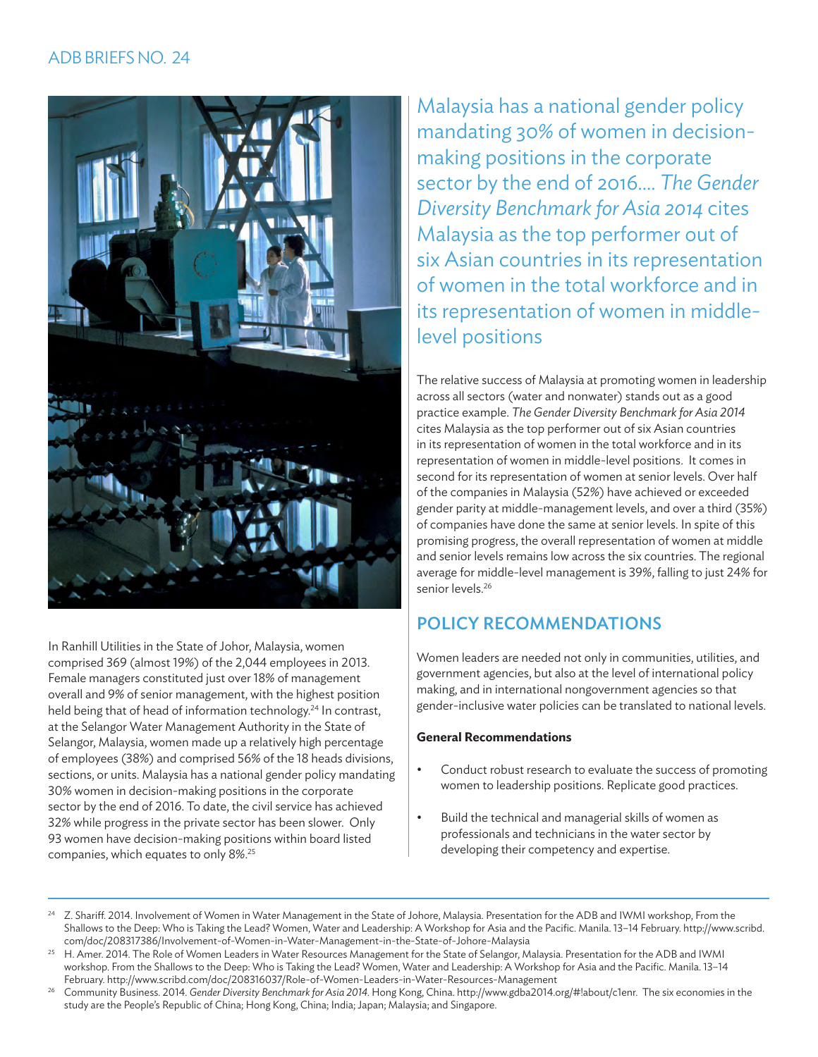In Ranhill Utilities in the State of Johor, Malaysia, women comprised 369 (almost 19%) of the 2,044 employees in 2013. Female managers constituted just over 18% of management overall and 9% of senior management, with the highest position held being that of head of information technology.[24] In contrast, at the Selangor Water Management Authority in the State of Selangor, Malaysia, women made up a relatively high percentage of employees (38%) and comprised 56% of the 18 heads divisions, sections, or units. Malaysia has a national gender policy mandating 30% women in decision-making positions in the corporate sector by the end of 2016. To date, the civil service has achieved 32% while progress in the private sector has been slower. Only 93 women have decision-making positions within board listed companies, which equates to only 8%.[25]

Malaysia has a national gender policy mandating 30% of women in decision-making positions in the corporate sector by the end of 2016.... *The Gender Diversity Benchmark for Asia 2014* cites Malaysia as the top performer out of six Asian countries in its representation of women in the total workforce and in its representation of women in middle-level positions

The relative success of Malaysia at promoting women in leadership across all sectors (water and nonwater) stands out as a good practice example. *The Gender Diversity Benchmark for Asia 2014* cites Malaysia as the top performer out of six Asian countries in its representation of women in the total workforce and in its representation of women in middle-level positions. It comes in second for its representation of women at senior levels. Over half of the companies in Malaysia (52%) have achieved or exceeded gender parity at middle-management levels, and over a third (35%) of companies have done the same at senior levels. In spite of this promising progress, the overall representation of women at middle and senior levels remains low across the six countries. The regional average for middle-level management is 39%, falling to just 24% for senior levels.[26]

## POLICY RECOMMENDATIONS

Women leaders are needed not only in communities, utilities, and government agencies, but also at the level of international policy making, and in international nongovernment agencies so that gender-inclusive water policies can be translated to national levels.

**General Recommendations**

- Conduct robust research to evaluate the success of promoting women to leadership positions. Replicate good practices.
- Build the technical and managerial skills of women as professionals and technicians in the water sector by developing their competency and expertise.

---

[24] Z. Shariff. 2014. Involvement of Women in Water Management in the State of Johore, Malaysia. Presentation for the ADB and IWMI workshop, From the Shallows to the Deep: Who is Taking the Lead? Women, Water and Leadership: A Workshop for Asia and the Pacific. Manila. 13–14 February. http://www.scribd.com/doc/208317386/Involvement-of-Women-in-Water-Management-in-the-State-of-Johore-Malaysia

[25] H. Amer. 2014. The Role of Women Leaders in Water Resources Management for the State of Selangor, Malaysia. Presentation for the ADB and IWMI workshop. From the Shallows to the Deep: Who is Taking the Lead? Women, Water and Leadership: A Workshop for Asia and the Pacific. Manila. 13–14 February. http://www.scribd.com/doc/208316037/Role-of-Women-Leaders-in-Water-Resources-Management

[26] Community Business. 2014. *Gender Diversity Benchmark for Asia 2014*. Hong Kong, China. http://www.gdba2014.org/#!about/c1enr. The six economies in the study are the People's Republic of China; Hong Kong, China; India; Japan; Malaysia; and Singapore.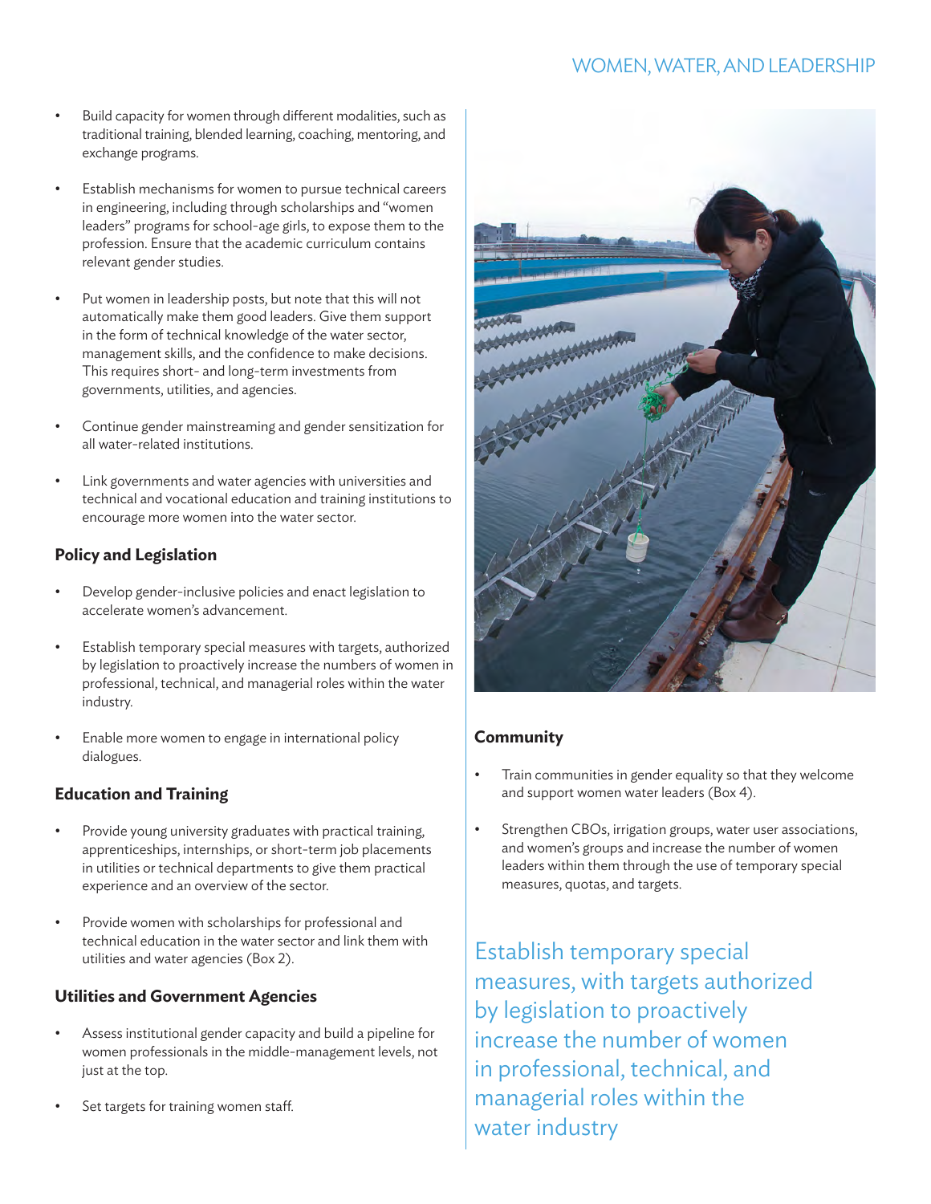- Build capacity for women through different modalities, such as traditional training, blended learning, coaching, mentoring, and exchange programs.
- Establish mechanisms for women to pursue technical careers in engineering, including through scholarships and "women leaders" programs for school-age girls, to expose them to the profession. Ensure that the academic curriculum contains relevant gender studies.
- Put women in leadership posts, but note that this will not automatically make them good leaders. Give them support in the form of technical knowledge of the water sector, management skills, and the confidence to make decisions. This requires short- and long-term investments from governments, utilities, and agencies.
- Continue gender mainstreaming and gender sensitization for all water-related institutions.
- Link governments and water agencies with universities and technical and vocational education and training institutions to encourage more women into the water sector.

### Policy and Legislation

- Develop gender-inclusive policies and enact legislation to accelerate women's advancement.
- Establish temporary special measures with targets, authorized by legislation to proactively increase the numbers of women in professional, technical, and managerial roles within the water industry.
- Enable more women to engage in international policy dialogues.

### Education and Training

- Provide young university graduates with practical training, apprenticeships, internships, or short-term job placements in utilities or technical departments to give them practical experience and an overview of the sector.
- Provide women with scholarships for professional and technical education in the water sector and link them with utilities and water agencies (Box 2).

### Utilities and Government Agencies

- Assess institutional gender capacity and build a pipeline for women professionals in the middle-management levels, not just at the top.
- Set targets for training women staff.

### Community

- Train communities in gender equality so that they welcome and support women water leaders (Box 4).
- Strengthen CBOs, irrigation groups, water user associations, and women's groups and increase the number of women leaders within them through the use of temporary special measures, quotas, and targets.

Establish temporary special measures, with targets authorized by legislation to proactively increase the number of women in professional, technical, and managerial roles within the water industry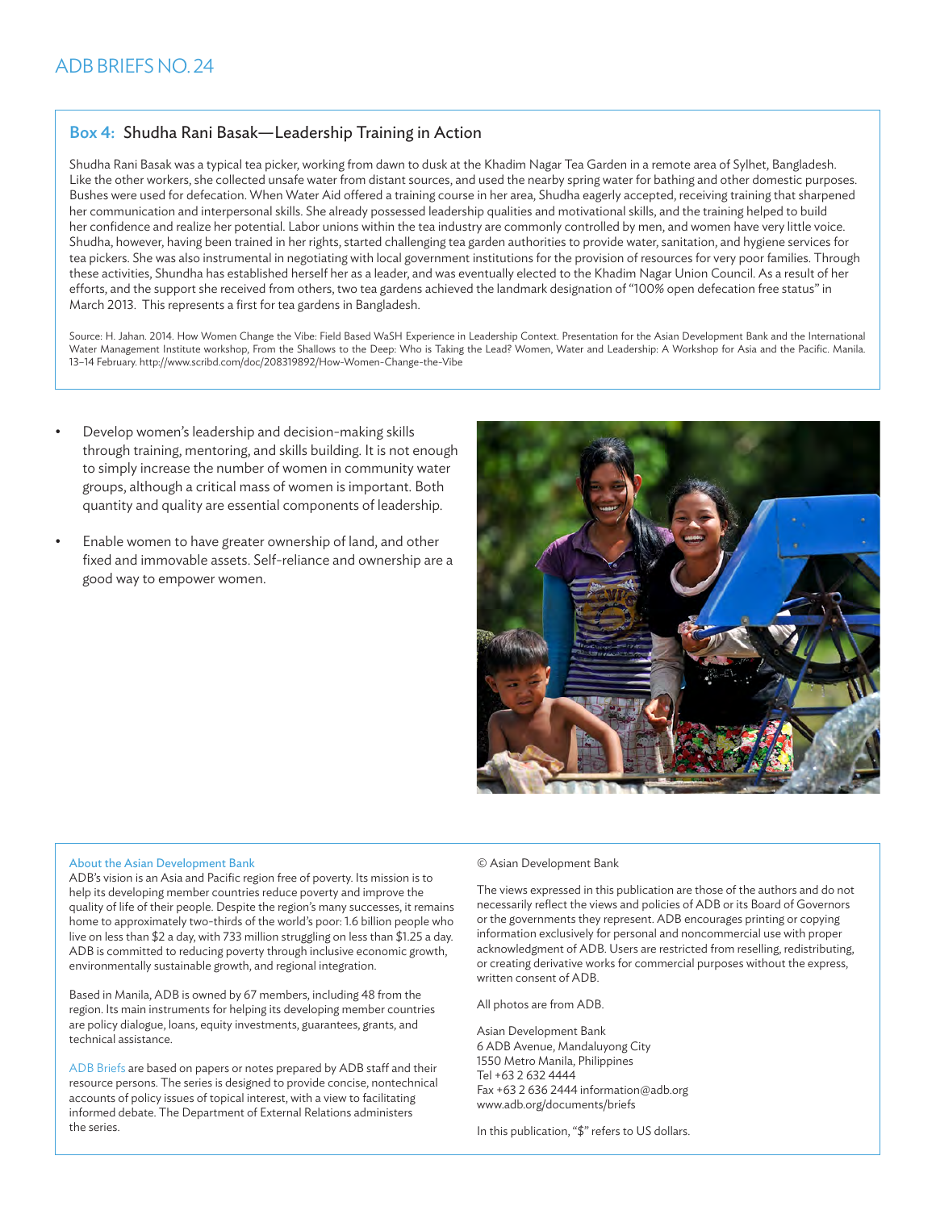**Box 4:** Shudha Rani Basak—Leadership Training in Action

Shudha Rani Basak was a typical tea picker, working from dawn to dusk at the Khadim Nagar Tea Garden in a remote area of Sylhet, Bangladesh. Like the other workers, she collected unsafe water from distant sources, and used the nearby spring water for bathing and other domestic purposes. Bushes were used for defecation. When Water Aid offered a training course in her area, Shudha eagerly accepted, receiving training that sharpened her communication and interpersonal skills. She already possessed leadership qualities and motivational skills, and the training helped to build her confidence and realize her potential. Labor unions within the tea industry are commonly controlled by men, and women have very little voice. Shudha, however, having been trained in her rights, started challenging tea garden authorities to provide water, sanitation, and hygiene services for tea pickers. She was also instrumental in negotiating with local government institutions for the provision of resources for very poor families. Through these activities, Shundha has established herself her as a leader, and was eventually elected to the Khadim Nagar Union Council. As a result of her efforts, and the support she received from others, two tea gardens achieved the landmark designation of "100% open defecation free status" in March 2013. This represents a first for tea gardens in Bangladesh.

Source: H. Jahan. 2014. How Women Change the Vibe: Field Based WaSH Experience in Leadership Context. Presentation for the Asian Development Bank and the International Water Management Institute workshop, From the Shallows to the Deep: Who is Taking the Lead? Women, Water and Leadership: A Workshop for Asia and the Pacific. Manila. 13–14 February. http://www.scribd.com/doc/208319892/How-Women-Change-the-Vibe

- Develop women's leadership and decision-making skills through training, mentoring, and skills building. It is not enough to simply increase the number of women in community water groups, although a critical mass of women is important. Both quantity and quality are essential components of leadership.
- Enable women to have greater ownership of land, and other fixed and immovable assets. Self-reliance and ownership are a good way to empower women.

**About the Asian Development Bank**

ADB's vision is an Asia and Pacific region free of poverty. Its mission is to help its developing member countries reduce poverty and improve the quality of life of their people. Despite the region's many successes, it remains home to approximately two-thirds of the world's poor: 1.6 billion people who live on less than $2 a day, with 733 million struggling on less than $1.25 a day. ADB is committed to reducing poverty through inclusive economic growth, environmentally sustainable growth, and regional integration.

Based in Manila, ADB is owned by 67 members, including 48 from the region. Its main instruments for helping its developing member countries are policy dialogue, loans, equity investments, guarantees, grants, and technical assistance.

ADB Briefs are based on papers or notes prepared by ADB staff and their resource persons. The series is designed to provide concise, nontechnical accounts of policy issues of topical interest, with a view to facilitating informed debate. The Department of External Relations administers the series.

© Asian Development Bank

The views expressed in this publication are those of the authors and do not necessarily reflect the views and policies of ADB or its Board of Governors or the governments they represent. ADB encourages printing or copying information exclusively for personal and noncommercial use with proper acknowledgment of ADB. Users are restricted from reselling, redistributing, or creating derivative works for commercial purposes without the express, written consent of ADB.

All photos are from ADB.

Asian Development Bank
6 ADB Avenue, Mandaluyong City
1550 Metro Manila, Philippines
Tel +63 2 632 4444
Fax +63 2 636 2444 information@adb.org
www.adb.org/documents/briefs

In this publication, "$" refers to US dollars.